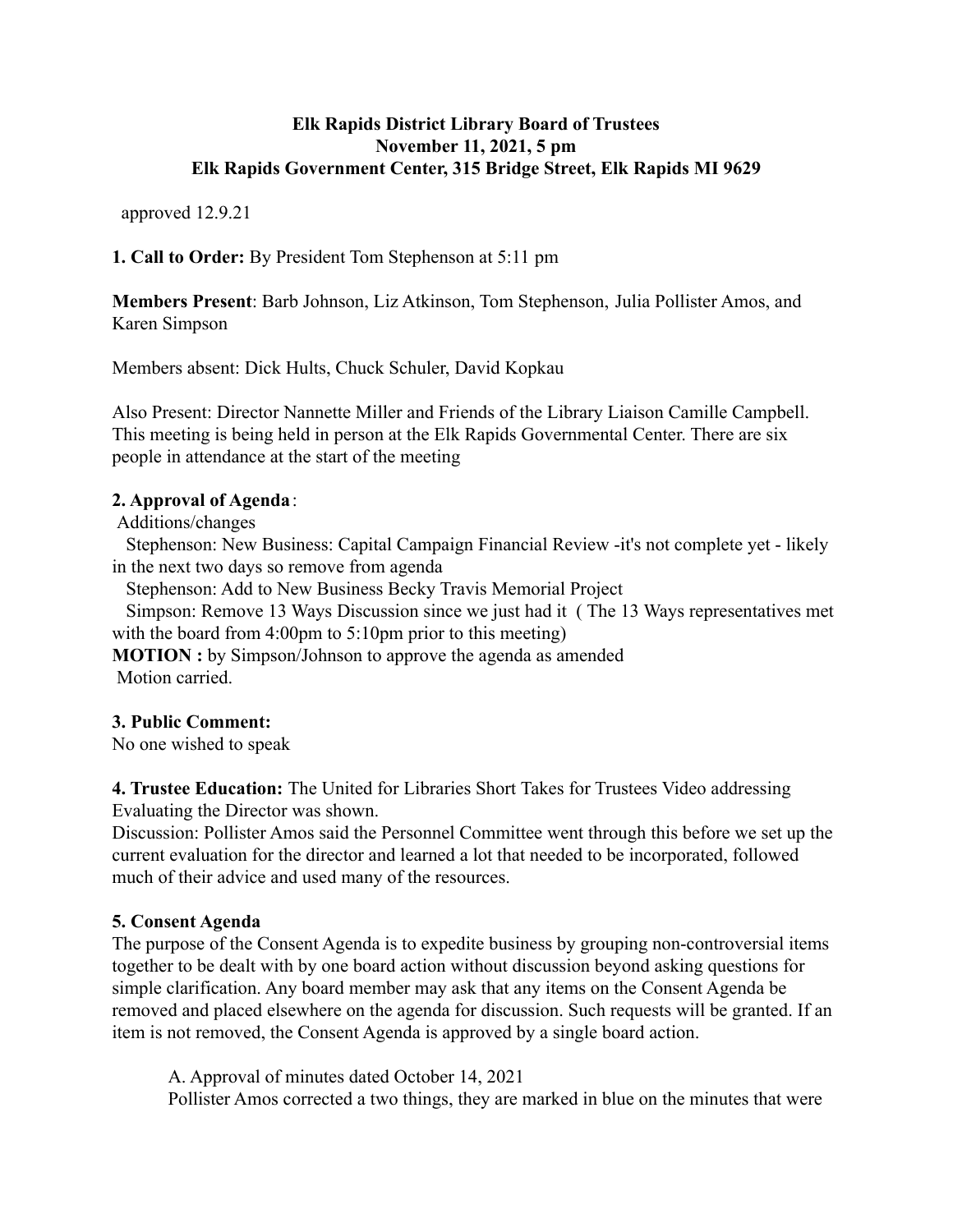# Elk Rapids District Library Board of Trustees
## November 11, 2021, 5 pm
## Elk Rapids Government Center, 315 Bridge Street, Elk Rapids MI 9629

approved 12.9.21

**1. Call to Order:** By President Tom Stephenson at 5:11 pm

**Members Present**: Barb Johnson, Liz Atkinson, Tom Stephenson, Julia Pollister Amos, and Karen Simpson

Members absent: Dick Hults, Chuck Schuler, David Kopkau

Also Present: Director Nannette Miller and Friends of the Library Liaison Camille Campbell. This meeting is being held in person at the Elk Rapids Governmental Center. There are six people in attendance at the start of the meeting

**2. Approval of Agenda**:

Additions/changes

Stephenson: New Business: Capital Campaign Financial Review -it's not complete yet - likely in the next two days so remove from agenda

Stephenson: Add to New Business Becky Travis Memorial Project

Simpson: Remove 13 Ways Discussion since we just had it ( The 13 Ways representatives met with the board from 4:00pm to 5:10pm prior to this meeting)

**MOTION :** by Simpson/Johnson to approve the agenda as amended

Motion carried.

**3. Public Comment:**

No one wished to speak

**4. Trustee Education:** The United for Libraries Short Takes for Trustees Video addressing Evaluating the Director was shown.

Discussion: Pollister Amos said the Personnel Committee went through this before we set up the current evaluation for the director and learned a lot that needed to be incorporated, followed much of their advice and used many of the resources.

**5. Consent Agenda**

The purpose of the Consent Agenda is to expedite business by grouping non-controversial items together to be dealt with by one board action without discussion beyond asking questions for simple clarification. Any board member may ask that any items on the Consent Agenda be removed and placed elsewhere on the agenda for discussion. Such requests will be granted. If an item is not removed, the Consent Agenda is approved by a single board action.

A. Approval of minutes dated October 14, 2021

Pollister Amos corrected a two things, they are marked in blue on the minutes that were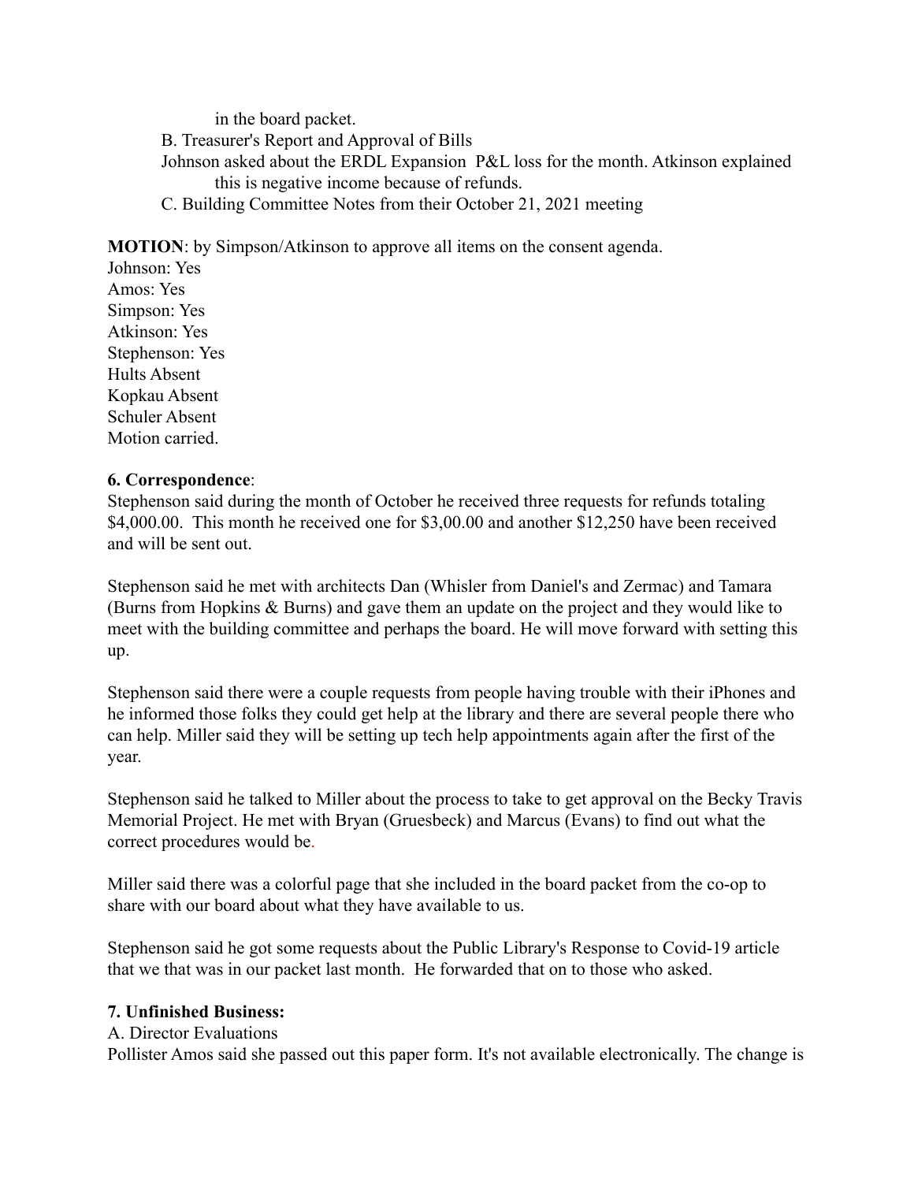in the board packet.

B. Treasurer's Report and Approval of Bills

Johnson asked about the ERDL Expansion P&L loss for the month. Atkinson explained this is negative income because of refunds.

C. Building Committee Notes from their October 21, 2021 meeting

**MOTION**: by Simpson/Atkinson to approve all items on the consent agenda.
Johnson: Yes
Amos: Yes
Simpson: Yes
Atkinson: Yes
Stephenson: Yes
Hults Absent
Kopkau Absent
Schuler Absent
Motion carried.

**6. Correspondence**:

Stephenson said during the month of October he received three requests for refunds totaling $4,000.00. This month he received one for $3,00.00 and another $12,250 have been received and will be sent out.

Stephenson said he met with architects Dan (Whisler from Daniel's and Zermac) and Tamara (Burns from Hopkins & Burns) and gave them an update on the project and they would like to meet with the building committee and perhaps the board. He will move forward with setting this up.

Stephenson said there were a couple requests from people having trouble with their iPhones and he informed those folks they could get help at the library and there are several people there who can help. Miller said they will be setting up tech help appointments again after the first of the year.

Stephenson said he talked to Miller about the process to take to get approval on the Becky Travis Memorial Project. He met with Bryan (Gruesbeck) and Marcus (Evans) to find out what the correct procedures would be.

Miller said there was a colorful page that she included in the board packet from the co-op to share with our board about what they have available to us.

Stephenson said he got some requests about the Public Library's Response to Covid-19 article that we that was in our packet last month. He forwarded that on to those who asked.

**7. Unfinished Business:**

A. Director Evaluations

Pollister Amos said she passed out this paper form. It's not available electronically. The change is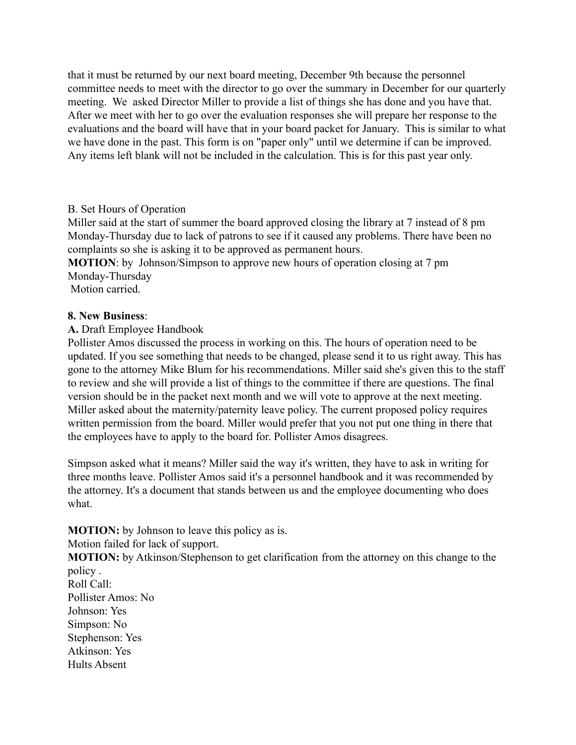that it must be returned by our next board meeting, December 9th because the personnel committee needs to meet with the director to go over the summary in December for our quarterly meeting. We asked Director Miller to provide a list of things she has done and you have that. After we meet with her to go over the evaluation responses she will prepare her response to the evaluations and the board will have that in your board packet for January. This is similar to what we have done in the past. This form is on "paper only" until we determine if can be improved. Any items left blank will not be included in the calculation. This is for this past year only.

B. Set Hours of Operation

Miller said at the start of summer the board approved closing the library at 7 instead of 8 pm Monday-Thursday due to lack of patrons to see if it caused any problems. There have been no complaints so she is asking it to be approved as permanent hours.

**MOTION**: by Johnson/Simpson to approve new hours of operation closing at 7 pm Monday-Thursday

Motion carried.

**8. New Business**:

**A.** Draft Employee Handbook

Pollister Amos discussed the process in working on this. The hours of operation need to be updated. If you see something that needs to be changed, please send it to us right away. This has gone to the attorney Mike Blum for his recommendations. Miller said she's given this to the staff to review and she will provide a list of things to the committee if there are questions. The final version should be in the packet next month and we will vote to approve at the next meeting. Miller asked about the maternity/paternity leave policy. The current proposed policy requires written permission from the board. Miller would prefer that you not put one thing in there that the employees have to apply to the board for. Pollister Amos disagrees.

Simpson asked what it means? Miller said the way it's written, they have to ask in writing for three months leave. Pollister Amos said it's a personnel handbook and it was recommended by the attorney. It's a document that stands between us and the employee documenting who does what.

**MOTION:** by Johnson to leave this policy as is.

Motion failed for lack of support.

**MOTION:** by Atkinson/Stephenson to get clarification from the attorney on this change to the policy .

Roll Call:

Pollister Amos: No

Johnson: Yes

Simpson: No

Stephenson: Yes

Atkinson: Yes

Hults Absent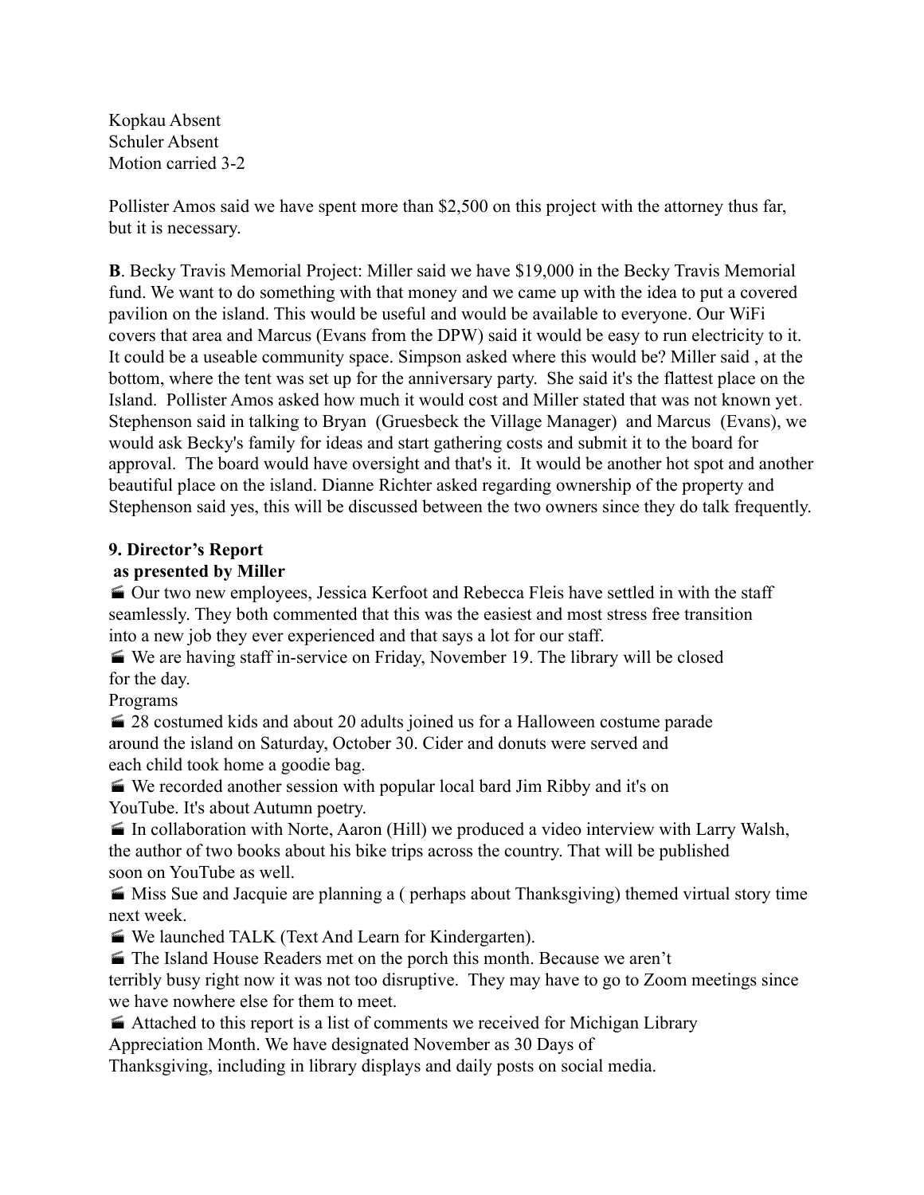Kopkau Absent
Schuler Absent
Motion carried 3-2

Pollister Amos said we have spent more than $2,500 on this project with the attorney thus far, but it is necessary.

**B**. Becky Travis Memorial Project: Miller said we have $19,000 in the Becky Travis Memorial fund. We want to do something with that money and we came up with the idea to put a covered pavilion on the island. This would be useful and would be available to everyone. Our WiFi covers that area and Marcus (Evans from the DPW) said it would be easy to run electricity to it. It could be a useable community space. Simpson asked where this would be? Miller said , at the bottom, where the tent was set up for the anniversary party. She said it's the flattest place on the Island. Pollister Amos asked how much it would cost and Miller stated that was not known yet. Stephenson said in talking to Bryan (Gruesbeck the Village Manager) and Marcus (Evans), we would ask Becky's family for ideas and start gathering costs and submit it to the board for approval. The board would have oversight and that's it. It would be another hot spot and another beautiful place on the island. Dianne Richter asked regarding ownership of the property and Stephenson said yes, this will be discussed between the two owners since they do talk frequently.

**9. Director's Report**
**as presented by Miller**

- Our two new employees, Jessica Kerfoot and Rebecca Fleis have settled in with the staff seamlessly. They both commented that this was the easiest and most stress free transition into a new job they ever experienced and that says a lot for our staff.
- We are having staff in-service on Friday, November 19. The library will be closed for the day.

Programs

- 28 costumed kids and about 20 adults joined us for a Halloween costume parade around the island on Saturday, October 30. Cider and donuts were served and each child took home a goodie bag.
- We recorded another session with popular local bard Jim Ribby and it's on YouTube. It's about Autumn poetry.
- In collaboration with Norte, Aaron (Hill) we produced a video interview with Larry Walsh, the author of two books about his bike trips across the country. That will be published soon on YouTube as well.
- Miss Sue and Jacquie are planning a ( perhaps about Thanksgiving) themed virtual story time next week.
- We launched TALK (Text And Learn for Kindergarten).
- The Island House Readers met on the porch this month. Because we aren't terribly busy right now it was not too disruptive. They may have to go to Zoom meetings since we have nowhere else for them to meet.
- Attached to this report is a list of comments we received for Michigan Library Appreciation Month. We have designated November as 30 Days of Thanksgiving, including in library displays and daily posts on social media.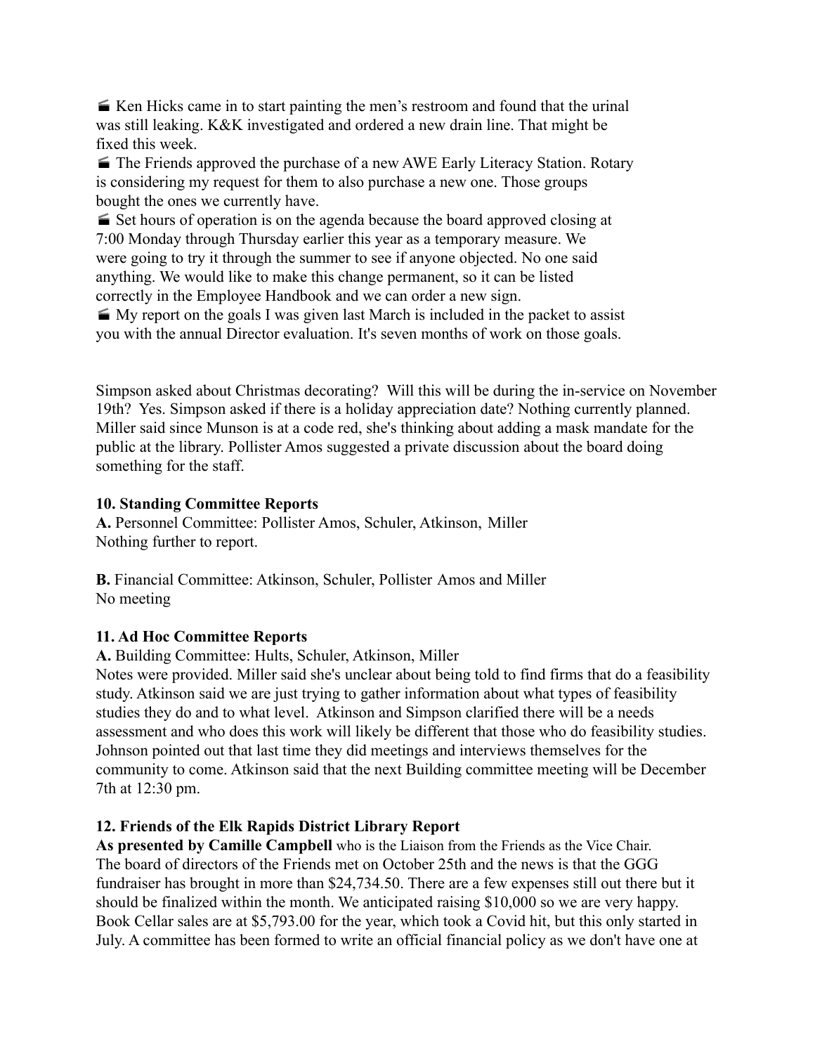🎬 Ken Hicks came in to start painting the men's restroom and found that the urinal was still leaking. K&K investigated and ordered a new drain line. That might be fixed this week.

🎬 The Friends approved the purchase of a new AWE Early Literacy Station. Rotary is considering my request for them to also purchase a new one. Those groups bought the ones we currently have.

🎬 Set hours of operation is on the agenda because the board approved closing at 7:00 Monday through Thursday earlier this year as a temporary measure. We were going to try it through the summer to see if anyone objected. No one said anything. We would like to make this change permanent, so it can be listed correctly in the Employee Handbook and we can order a new sign.

🎬 My report on the goals I was given last March is included in the packet to assist you with the annual Director evaluation. It's seven months of work on those goals.

Simpson asked about Christmas decorating? Will this will be during the in-service on November 19th? Yes. Simpson asked if there is a holiday appreciation date? Nothing currently planned. Miller said since Munson is at a code red, she's thinking about adding a mask mandate for the public at the library. Pollister Amos suggested a private discussion about the board doing something for the staff.

**10. Standing Committee Reports**

**A.** Personnel Committee: Pollister Amos, Schuler, Atkinson, Miller
Nothing further to report.

**B.** Financial Committee: Atkinson, Schuler, Pollister Amos and Miller
No meeting

**11. Ad Hoc Committee Reports**

**A.** Building Committee: Hults, Schuler, Atkinson, Miller
Notes were provided. Miller said she's unclear about being told to find firms that do a feasibility study. Atkinson said we are just trying to gather information about what types of feasibility studies they do and to what level. Atkinson and Simpson clarified there will be a needs assessment and who does this work will likely be different that those who do feasibility studies. Johnson pointed out that last time they did meetings and interviews themselves for the community to come. Atkinson said that the next Building committee meeting will be December 7th at 12:30 pm.

**12. Friends of the Elk Rapids District Library Report**

**As presented by Camille Campbell** who is the Liaison from the Friends as the Vice Chair.
The board of directors of the Friends met on October 25th and the news is that the GGG fundraiser has brought in more than $24,734.50. There are a few expenses still out there but it should be finalized within the month. We anticipated raising $10,000 so we are very happy. Book Cellar sales are at $5,793.00 for the year, which took a Covid hit, but this only started in July. A committee has been formed to write an official financial policy as we don't have one at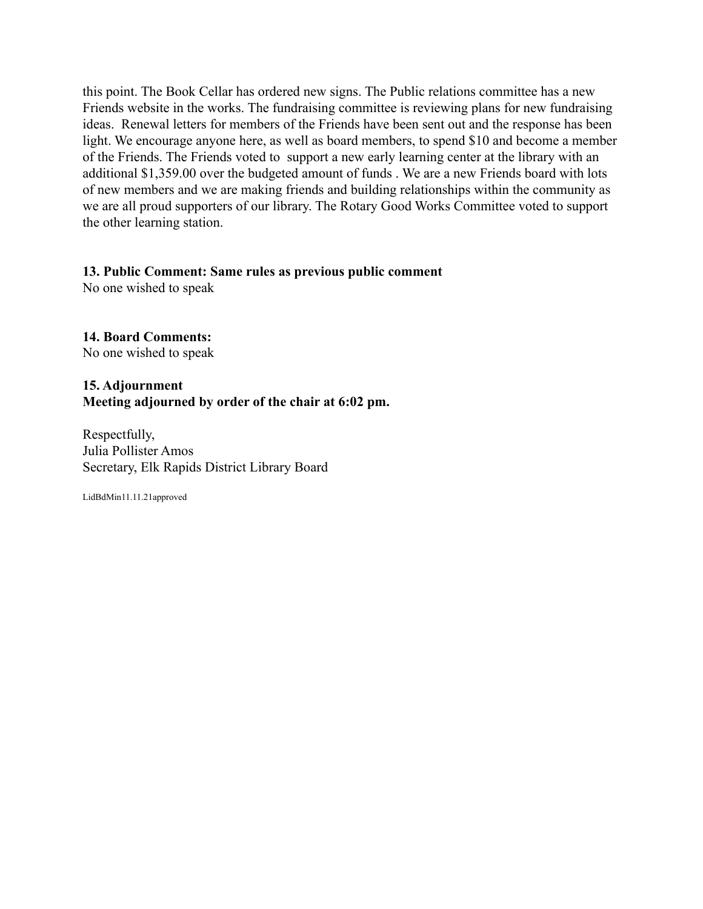this point. The Book Cellar has ordered new signs. The Public relations committee has a new Friends website in the works. The fundraising committee is reviewing plans for new fundraising ideas. Renewal letters for members of the Friends have been sent out and the response has been light. We encourage anyone here, as well as board members, to spend $10 and become a member of the Friends. The Friends voted to support a new early learning center at the library with an additional $1,359.00 over the budgeted amount of funds . We are a new Friends board with lots of new members and we are making friends and building relationships within the community as we are all proud supporters of our library. The Rotary Good Works Committee voted to support the other learning station.

**13. Public Comment: Same rules as previous public comment**
No one wished to speak

**14. Board Comments:**
No one wished to speak

**15. Adjournment**
**Meeting adjourned by order of the chair at 6:02 pm.**

Respectfully,
Julia Pollister Amos
Secretary, Elk Rapids District Library Board

LidBdMin11.11.21approved